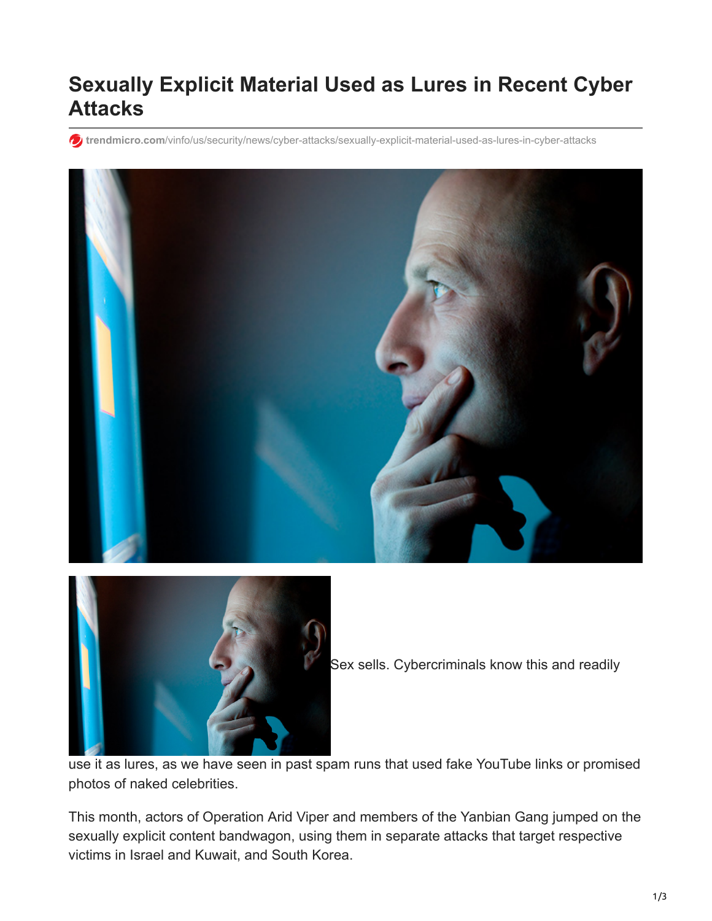# Sexually Explicit Material Used as Lures in Recent Cyber Attacks

trendmicro.com/vinfo/us/security/news/cyber-attacks/sexually-explicit-material-used-as-lures-in-cyber-attacks

Sex sells. Cybercriminals know this and readily use it as lures, as we have seen in past spam runs that used fake YouTube links or promised photos of naked celebrities.

This month, actors of Operation Arid Viper and members of the Yanbian Gang jumped on the sexually explicit content bandwagon, using them in separate attacks that target respective victims in Israel and Kuwait, and South Korea.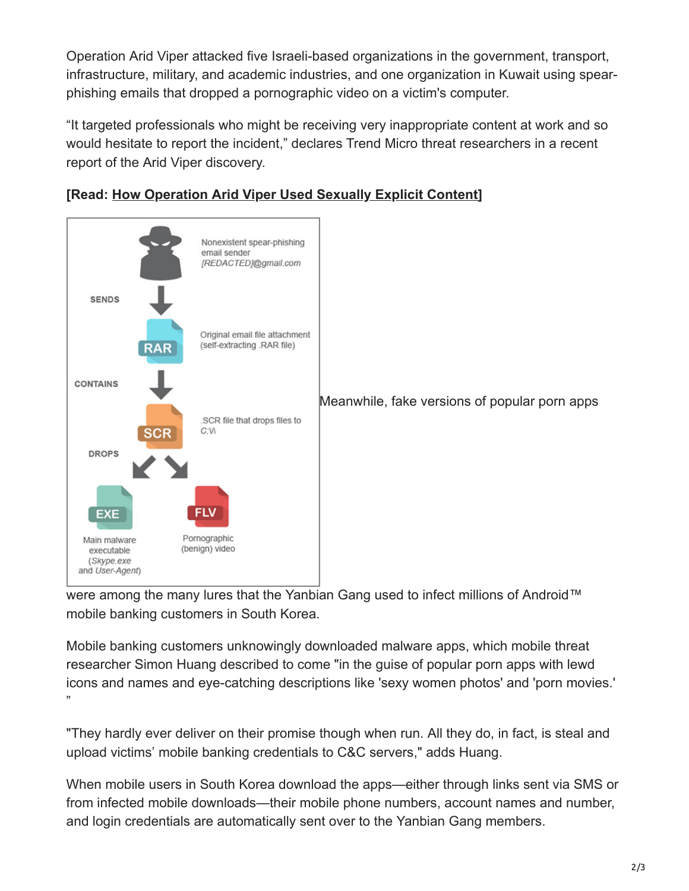Operation Arid Viper attacked five Israeli-based organizations in the government, transport, infrastructure, military, and academic industries, and one organization in Kuwait using spear-phishing emails that dropped a pornographic video on a victim's computer.

“It targeted professionals who might be receiving very inappropriate content at work and so would hesitate to report the incident,” declares Trend Micro threat researchers in a recent report of the Arid Viper discovery.

**[Read: How Operation Arid Viper Used Sexually Explicit Content]**

Nonexistent spear-phishing email sender *[REDACTED]@gmail.com*

SENDS

RAR — Original email file attachment (self-extracting .RAR file)

CONTAINS

SCR — .SCR file that drops files to C:\\

DROPS

EXE — Main malware executable (*Skype.exe* and *User-Agent*)

FLV — Pornographic (benign) video

Meanwhile, fake versions of popular porn apps were among the many lures that the Yanbian Gang used to infect millions of Android™ mobile banking customers in South Korea.

Mobile banking customers unknowingly downloaded malware apps, which mobile threat researcher Simon Huang described to come "in the guise of popular porn apps with lewd icons and names and eye-catching descriptions like 'sexy women photos' and 'porn movies.' ”

"They hardly ever deliver on their promise though when run. All they do, in fact, is steal and upload victims’ mobile banking credentials to C&C servers," adds Huang.

When mobile users in South Korea download the apps—either through links sent via SMS or from infected mobile downloads—their mobile phone numbers, account names and number, and login credentials are automatically sent over to the Yanbian Gang members.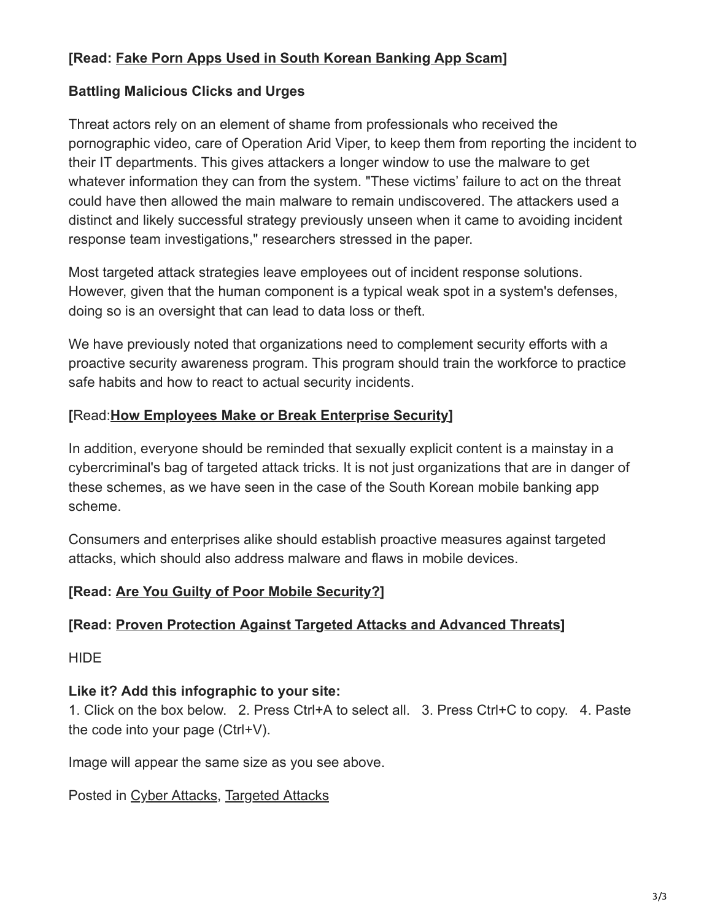**[Read: Fake Porn Apps Used in South Korean Banking App Scam]**

### Battling Malicious Clicks and Urges

Threat actors rely on an element of shame from professionals who received the pornographic video, care of Operation Arid Viper, to keep them from reporting the incident to their IT departments. This gives attackers a longer window to use the malware to get whatever information they can from the system. "These victims' failure to act on the threat could have then allowed the main malware to remain undiscovered. The attackers used a distinct and likely successful strategy previously unseen when it came to avoiding incident response team investigations," researchers stressed in the paper.

Most targeted attack strategies leave employees out of incident response solutions. However, given that the human component is a typical weak spot in a system's defenses, doing so is an oversight that can lead to data loss or theft.

We have previously noted that organizations need to complement security efforts with a proactive security awareness program. This program should train the workforce to practice safe habits and how to react to actual security incidents.

**[**Read:**How Employees Make or Break Enterprise Security]**

In addition, everyone should be reminded that sexually explicit content is a mainstay in a cybercriminal's bag of targeted attack tricks. It is not just organizations that are in danger of these schemes, as we have seen in the case of the South Korean mobile banking app scheme.

Consumers and enterprises alike should establish proactive measures against targeted attacks, which should also address malware and flaws in mobile devices.

**[Read: Are You Guilty of Poor Mobile Security?]**

**[Read: Proven Protection Against Targeted Attacks and Advanced Threats]**

HIDE

**Like it? Add this infographic to your site:**
1. Click on the box below. 2. Press Ctrl+A to select all. 3. Press Ctrl+C to copy. 4. Paste the code into your page (Ctrl+V).

Image will appear the same size as you see above.

Posted in Cyber Attacks, Targeted Attacks